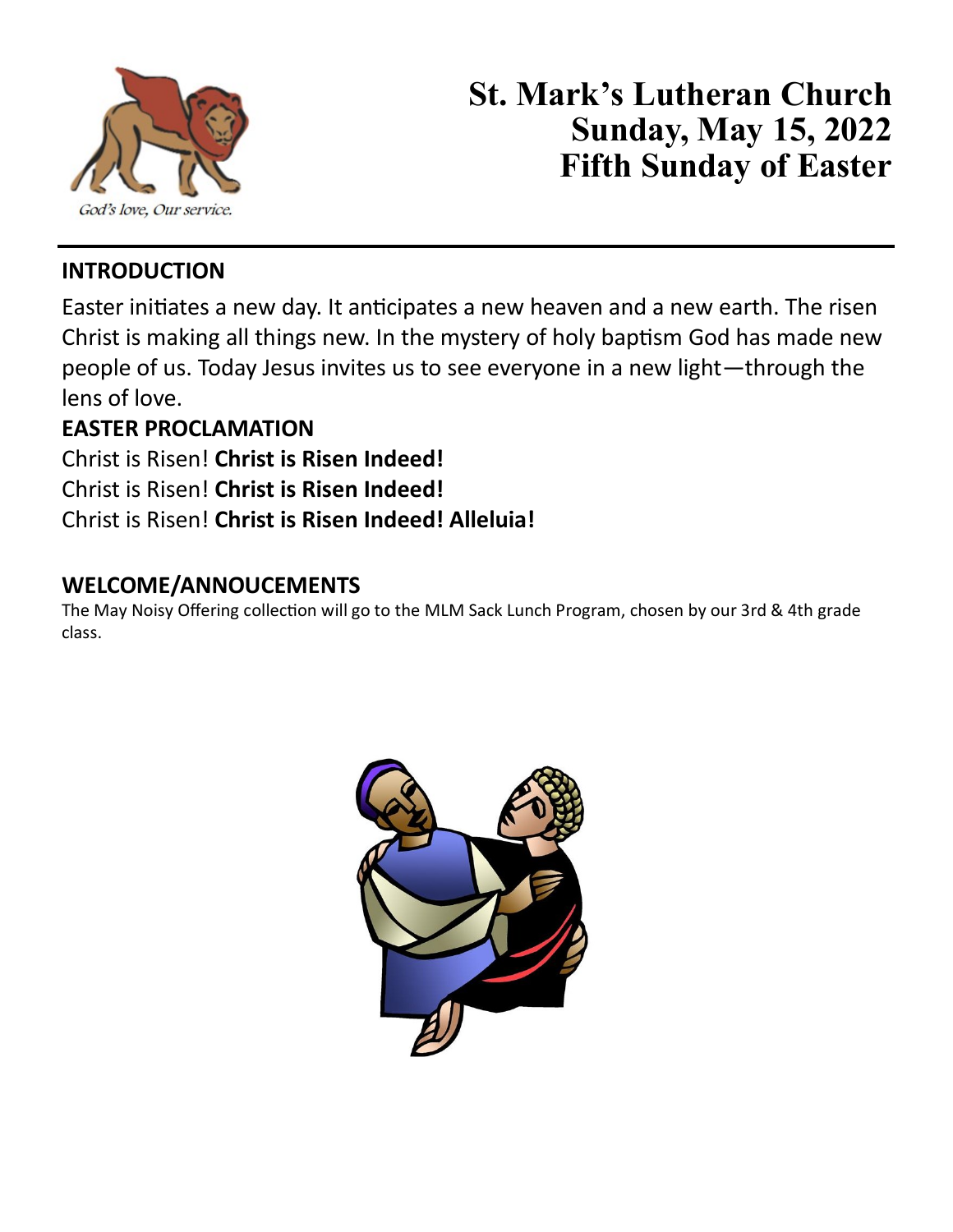God's love, Our service.

# St. Mark's Lutheran Church
# Sunday, May 15, 2022
# Fifth Sunday of Easter

## INTRODUCTION

Easter initiates a new day. It anticipates a new heaven and a new earth. The risen Christ is making all things new. In the mystery of holy baptism God has made new people of us. Today Jesus invites us to see everyone in a new light—through the lens of love.

## EASTER PROCLAMATION

Christ is Risen! **Christ is Risen Indeed!**
Christ is Risen! **Christ is Risen Indeed!**
Christ is Risen! **Christ is Risen Indeed! Alleluia!**

## WELCOME/ANNOUCEMENTS

The May Noisy Offering collection will go to the MLM Sack Lunch Program, chosen by our 3rd & 4th grade class.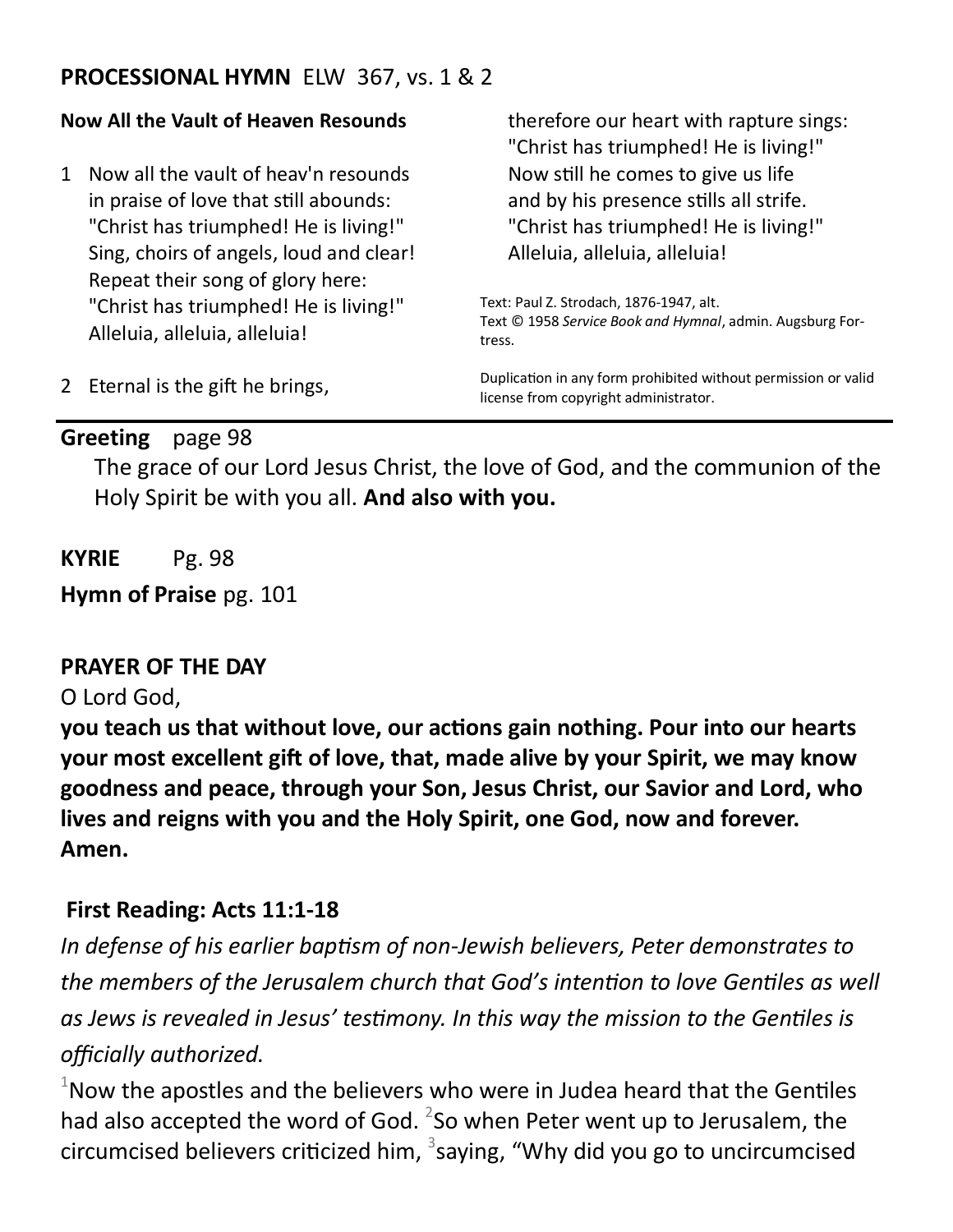**PROCESSIONAL HYMN** ELW 367, vs. 1 & 2

**Now All the Vault of Heaven Resounds**

1 Now all the vault of heav'n resounds
in praise of love that still abounds:
"Christ has triumphed! He is living!"
Sing, choirs of angels, loud and clear!
Repeat their song of glory here:
"Christ has triumphed! He is living!"
Alleluia, alleluia, alleluia!

2 Eternal is the gift he brings,
therefore our heart with rapture sings:
"Christ has triumphed! He is living!"
Now still he comes to give us life
and by his presence stills all strife.
"Christ has triumphed! He is living!"
Alleluia, alleluia, alleluia!

Text: Paul Z. Strodach, 1876-1947, alt.
Text © 1958 *Service Book and Hymnal*, admin. Augsburg Fortress.

Duplication in any form prohibited without permission or valid license from copyright administrator.

---

**Greeting** page 98

The grace of our Lord Jesus Christ, the love of God, and the communion of the Holy Spirit be with you all. **And also with you.**

**KYRIE** Pg. 98

**Hymn of Praise** pg. 101

**PRAYER OF THE DAY**

O Lord God,

**you teach us that without love, our actions gain nothing. Pour into our hearts your most excellent gift of love, that, made alive by your Spirit, we may know goodness and peace, through your Son, Jesus Christ, our Savior and Lord, who lives and reigns with you and the Holy Spirit, one God, now and forever. Amen.**

**First Reading: Acts 11:1-18**

*In defense of his earlier baptism of non-Jewish believers, Peter demonstrates to the members of the Jerusalem church that God's intention to love Gentiles as well as Jews is revealed in Jesus' testimony. In this way the mission to the Gentiles is officially authorized.*

[1]Now the apostles and the believers who were in Judea heard that the Gentiles had also accepted the word of God. [2]So when Peter went up to Jerusalem, the circumcised believers criticized him, [3]saying, "Why did you go to uncircumcised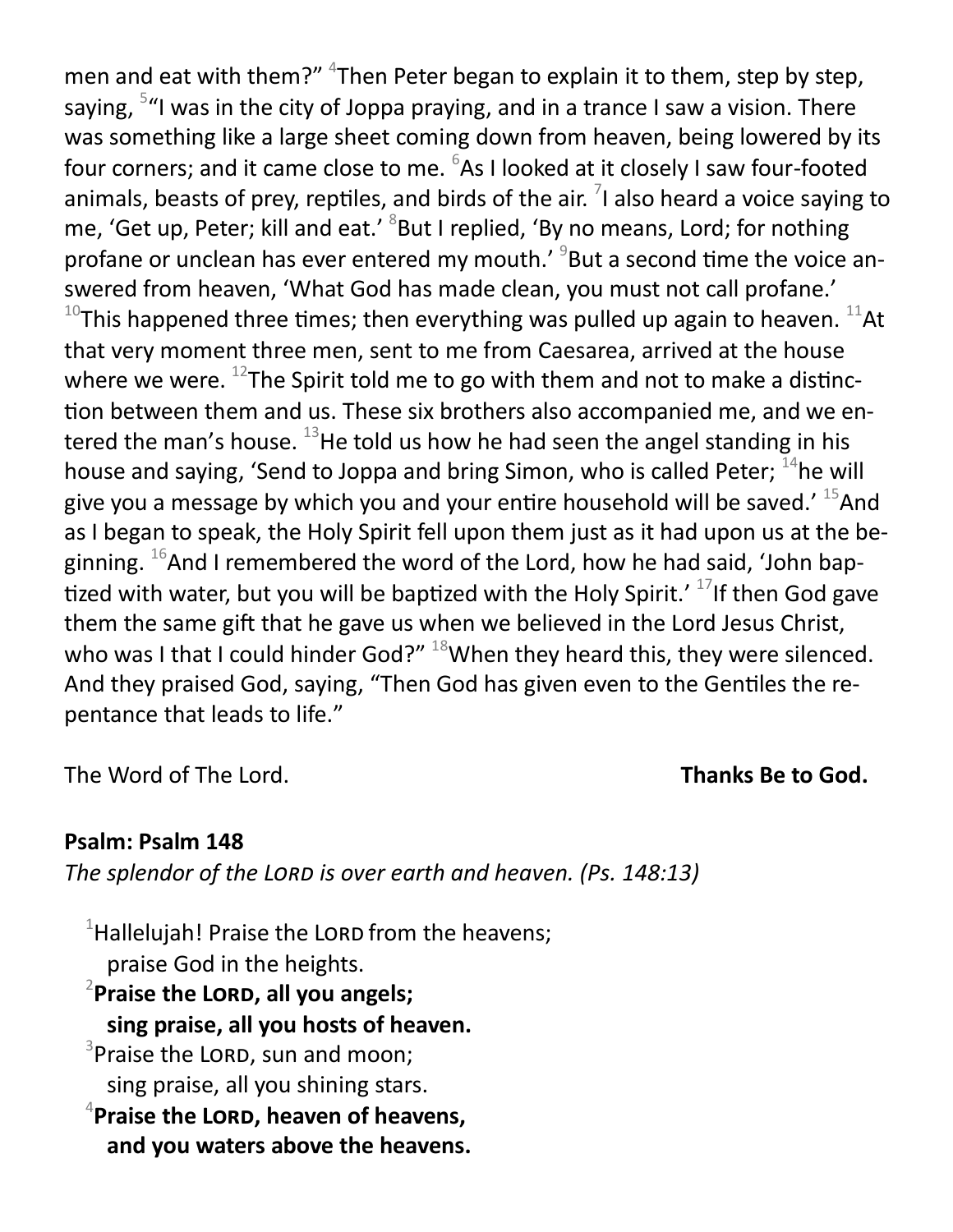men and eat with them?" [4]Then Peter began to explain it to them, step by step, saying, [5]"I was in the city of Joppa praying, and in a trance I saw a vision. There was something like a large sheet coming down from heaven, being lowered by its four corners; and it came close to me. [6]As I looked at it closely I saw four-footed animals, beasts of prey, reptiles, and birds of the air. [7]I also heard a voice saying to me, 'Get up, Peter; kill and eat.' [8]But I replied, 'By no means, Lord; for nothing profane or unclean has ever entered my mouth.' [9]But a second time the voice answered from heaven, 'What God has made clean, you must not call profane.' [10]This happened three times; then everything was pulled up again to heaven. [11]At that very moment three men, sent to me from Caesarea, arrived at the house where we were. [12]The Spirit told me to go with them and not to make a distinction between them and us. These six brothers also accompanied me, and we entered the man's house. [13]He told us how he had seen the angel standing in his house and saying, 'Send to Joppa and bring Simon, who is called Peter; [14]he will give you a message by which you and your entire household will be saved.' [15]And as I began to speak, the Holy Spirit fell upon them just as it had upon us at the beginning. [16]And I remembered the word of the Lord, how he had said, 'John baptized with water, but you will be baptized with the Holy Spirit.' [17]If then God gave them the same gift that he gave us when we believed in the Lord Jesus Christ, who was I that I could hinder God?" [18]When they heard this, they were silenced. And they praised God, saying, "Then God has given even to the Gentiles the repentance that leads to life."

The Word of The Lord. **Thanks Be to God.**

**Psalm: Psalm 148**

*The splendor of the LORD is over earth and heaven. (Ps. 148:13)*

[1]Hallelujah! Praise the LORD from the heavens;
praise God in the heights.

**[2]Praise the LORD, all you angels;**
**sing praise, all you hosts of heaven.**

[3]Praise the LORD, sun and moon;
sing praise, all you shining stars.

**[4]Praise the LORD, heaven of heavens,**
**and you waters above the heavens.**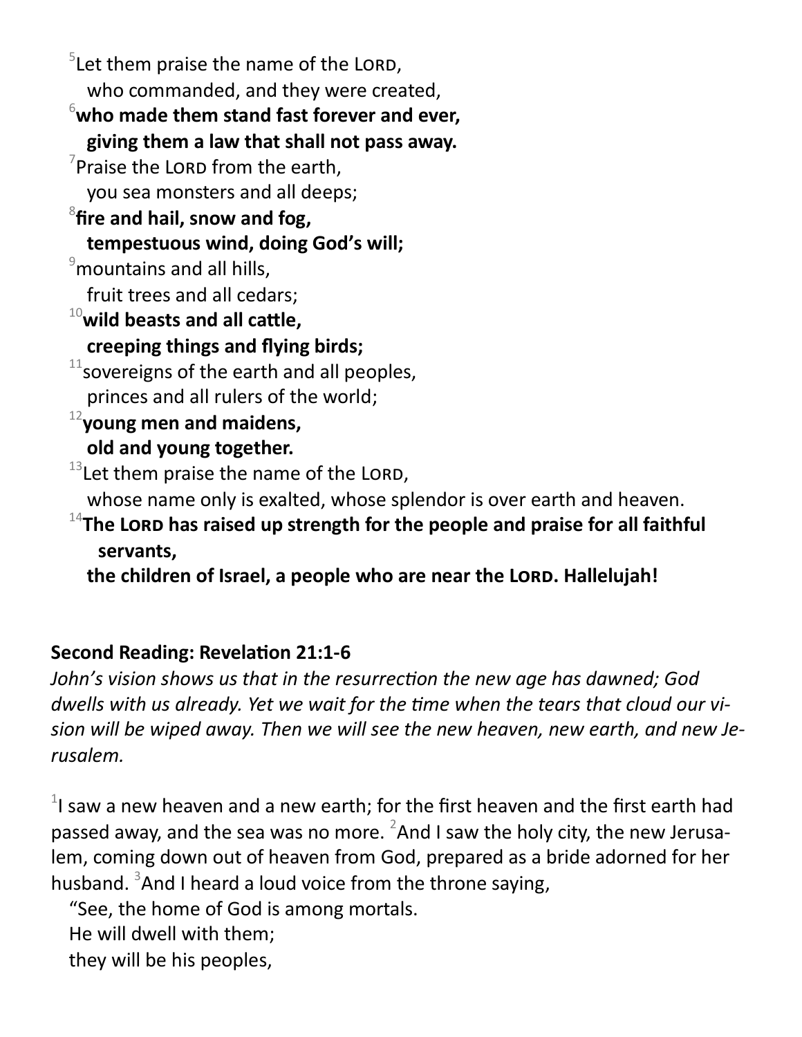[5]Let them praise the name of the LORD,
who commanded, and they were created,

**[6]who made them stand fast forever and ever,**
**giving them a law that shall not pass away.**

[7]Praise the LORD from the earth,
you sea monsters and all deeps;

**[8]fire and hail, snow and fog,**
**tempestuous wind, doing God's will;**

[9]mountains and all hills,
fruit trees and all cedars;

**[10]wild beasts and all cattle,**
**creeping things and flying birds;**

[11]sovereigns of the earth and all peoples,
princes and all rulers of the world;

**[12]young men and maidens,**
**old and young together.**

[13]Let them praise the name of the LORD,
whose name only is exalted, whose splendor is over earth and heaven.

**[14]The LORD has raised up strength for the people and praise for all faithful servants,**
**the children of Israel, a people who are near the LORD. Hallelujah!**

**Second Reading: Revelation 21:1-6**

*John's vision shows us that in the resurrection the new age has dawned; God dwells with us already. Yet we wait for the time when the tears that cloud our vision will be wiped away. Then we will see the new heaven, new earth, and new Jerusalem.*

[1]I saw a new heaven and a new earth; for the first heaven and the first earth had passed away, and the sea was no more. [2]And I saw the holy city, the new Jerusalem, coming down out of heaven from God, prepared as a bride adorned for her husband. [3]And I heard a loud voice from the throne saying,

"See, the home of God is among mortals.
He will dwell with them;
they will be his peoples,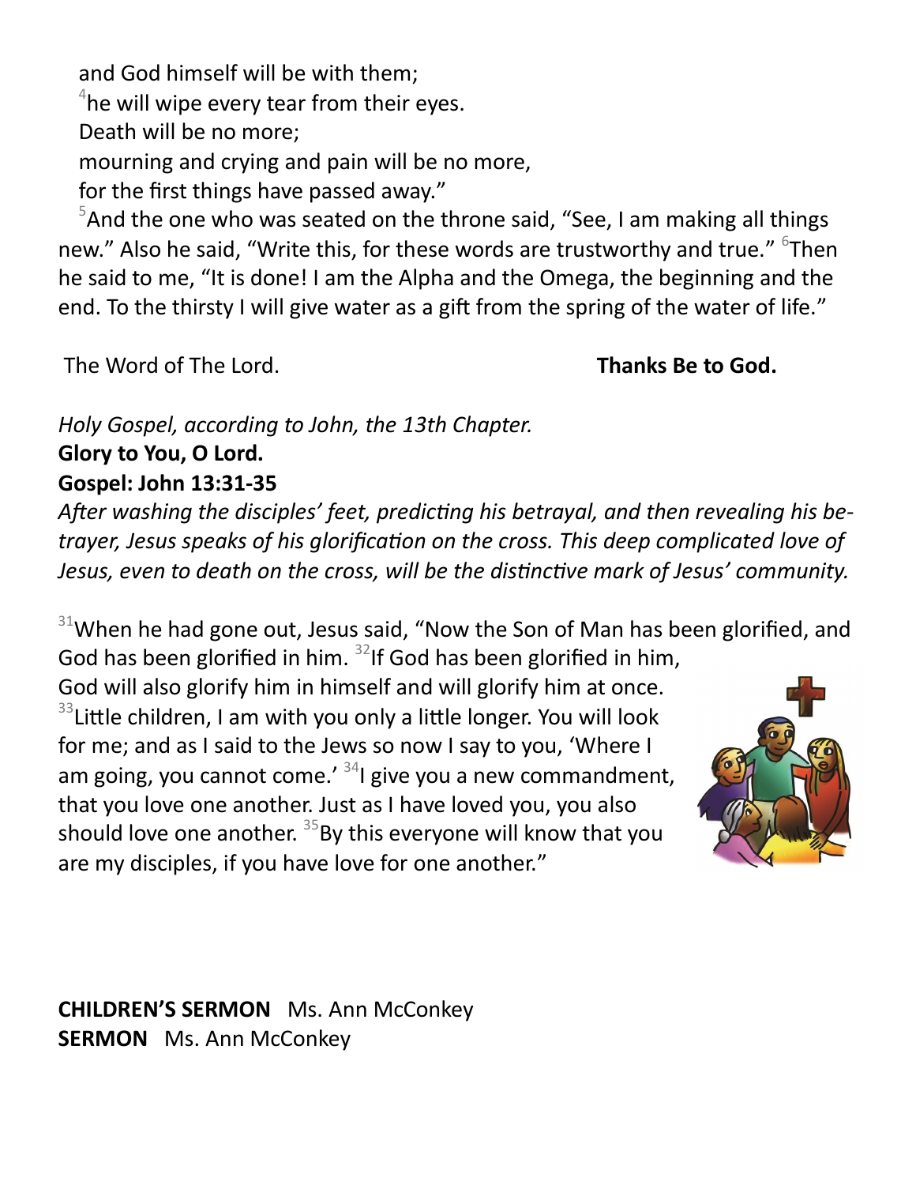and God himself will be with them;
[4]he will wipe every tear from their eyes.
Death will be no more;
mourning and crying and pain will be no more,
for the first things have passed away."

[5]And the one who was seated on the throne said, "See, I am making all things new." Also he said, "Write this, for these words are trustworthy and true." [6]Then he said to me, "It is done! I am the Alpha and the Omega, the beginning and the end. To the thirsty I will give water as a gift from the spring of the water of life."

The Word of The Lord. **Thanks Be to God.**

*Holy Gospel, according to John, the 13th Chapter.*
**Glory to You, O Lord.**
**Gospel: John 13:31-35**

*After washing the disciples' feet, predicting his betrayal, and then revealing his betrayer, Jesus speaks of his glorification on the cross. This deep complicated love of Jesus, even to death on the cross, will be the distinctive mark of Jesus' community.*

[31]When he had gone out, Jesus said, "Now the Son of Man has been glorified, and God has been glorified in him. [32]If God has been glorified in him, God will also glorify him in himself and will glorify him at once. [33]Little children, I am with you only a little longer. You will look for me; and as I said to the Jews so now I say to you, 'Where I am going, you cannot come.' [34]I give you a new commandment, that you love one another. Just as I have loved you, you also should love one another. [35]By this everyone will know that you are my disciples, if you have love for one another."

**CHILDREN'S SERMON** Ms. Ann McConkey
**SERMON** Ms. Ann McConkey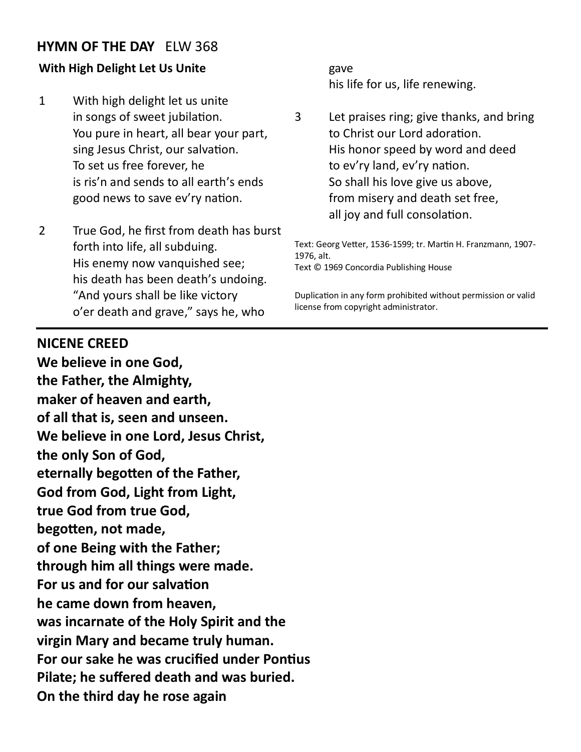## HYMN OF THE DAY ELW 368

**With High Delight Let Us Unite**

1 With high delight let us unite
in songs of sweet jubilation.
You pure in heart, all bear your part,
sing Jesus Christ, our salvation.
To set us free forever, he
is ris'n and sends to all earth's ends
good news to save ev'ry nation.

2 True God, he first from death has burst
forth into life, all subduing.
His enemy now vanquished see;
his death has been death's undoing.
"And yours shall be like victory
o'er death and grave," says he, who gave
his life for us, life renewing.

3 Let praises ring; give thanks, and bring
to Christ our Lord adoration.
His honor speed by word and deed
to ev'ry land, ev'ry nation.
So shall his love give us above,
from misery and death set free,
all joy and full consolation.

Text: Georg Vetter, 1536-1599; tr. Martin H. Franzmann, 1907-1976, alt.
Text © 1969 Concordia Publishing House

Duplication in any form prohibited without permission or valid license from copyright administrator.

---

## NICENE CREED

**We believe in one God,
the Father, the Almighty,
maker of heaven and earth,
of all that is, seen and unseen.
We believe in one Lord, Jesus Christ,
the only Son of God,
eternally begotten of the Father,
God from God, Light from Light,
true God from true God,
begotten, not made,
of one Being with the Father;
through him all things were made.
For us and for our salvation
he came down from heaven,
was incarnate of the Holy Spirit and the
virgin Mary and became truly human.
For our sake he was crucified under Pontius
Pilate; he suffered death and was buried.
On the third day he rose again**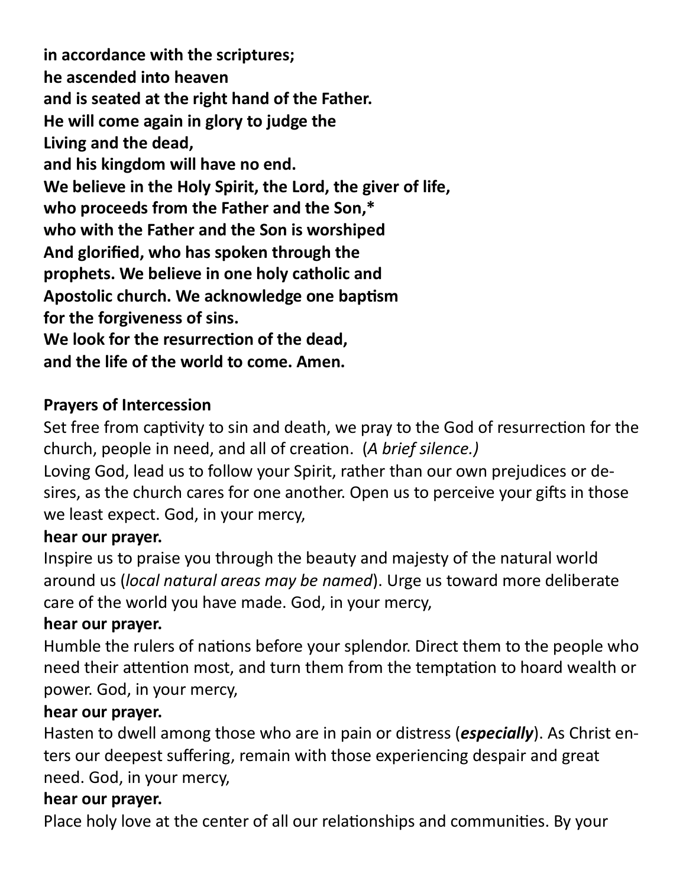**in accordance with the scriptures;**
**he ascended into heaven**
**and is seated at the right hand of the Father.**
**He will come again in glory to judge the**
**Living and the dead,**
**and his kingdom will have no end.**
**We believe in the Holy Spirit, the Lord, the giver of life,**
**who proceeds from the Father and the Son,***
**who with the Father and the Son is worshiped**
**And glorified, who has spoken through the**
**prophets. We believe in one holy catholic and**
**Apostolic church. We acknowledge one baptism**
**for the forgiveness of sins.**
**We look for the resurrection of the dead,**
**and the life of the world to come. Amen.**

**Prayers of Intercession**

Set free from captivity to sin and death, we pray to the God of resurrection for the church, people in need, and all of creation. (*A brief silence.)*

Loving God, lead us to follow your Spirit, rather than our own prejudices or desires, as the church cares for one another. Open us to perceive your gifts in those we least expect. God, in your mercy,

**hear our prayer.**

Inspire us to praise you through the beauty and majesty of the natural world around us (*local natural areas may be named*). Urge us toward more deliberate care of the world you have made. God, in your mercy,

**hear our prayer.**

Humble the rulers of nations before your splendor. Direct them to the people who need their attention most, and turn them from the temptation to hoard wealth or power. God, in your mercy,

**hear our prayer.**

Hasten to dwell among those who are in pain or distress (***especially***). As Christ enters our deepest suffering, remain with those experiencing despair and great need. God, in your mercy,

**hear our prayer.**

Place holy love at the center of all our relationships and communities. By your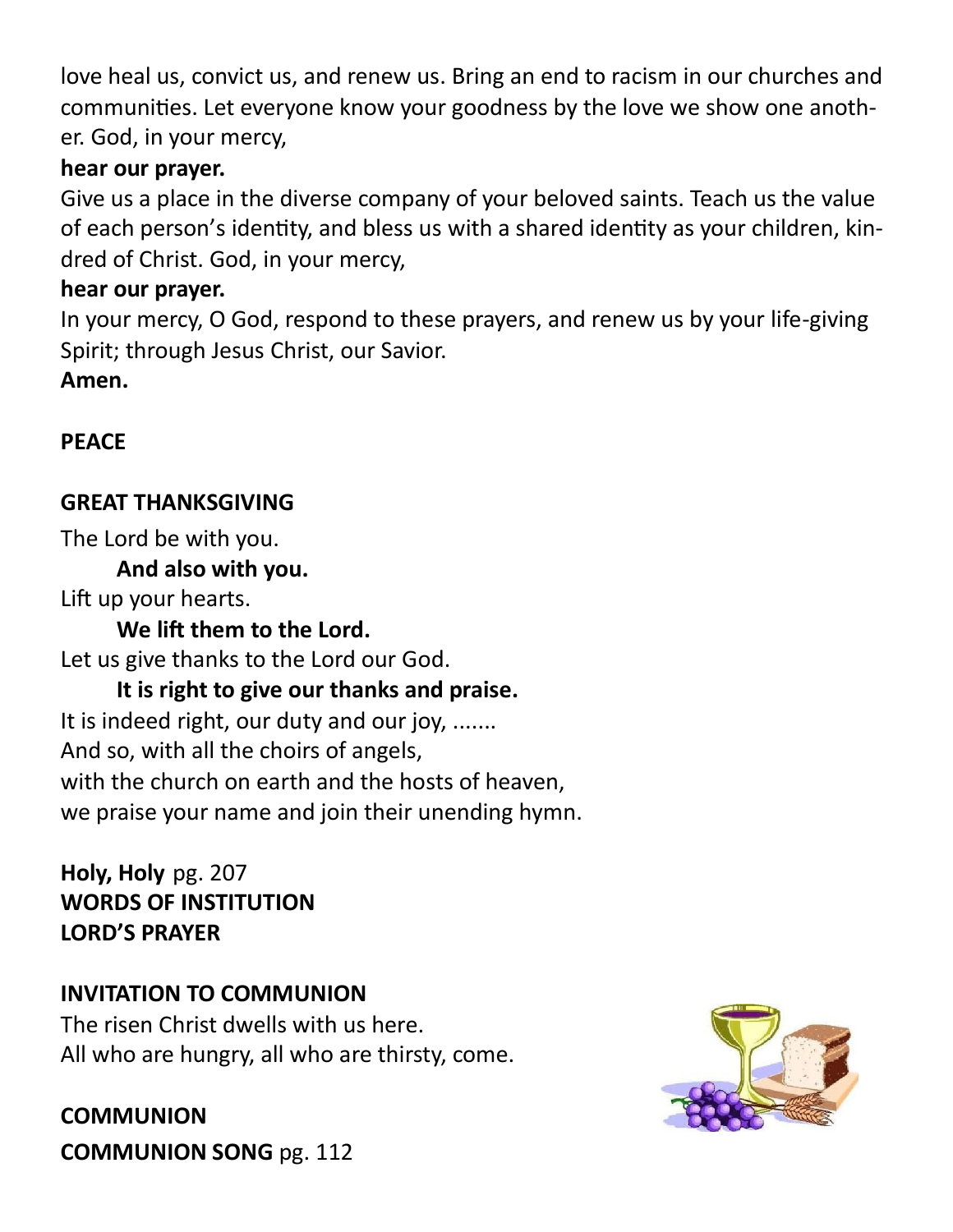love heal us, convict us, and renew us. Bring an end to racism in our churches and communities. Let everyone know your goodness by the love we show one another. God, in your mercy,

**hear our prayer.**

Give us a place in the diverse company of your beloved saints. Teach us the value of each person's identity, and bless us with a shared identity as your children, kindred of Christ. God, in your mercy,

**hear our prayer.**

In your mercy, O God, respond to these prayers, and renew us by your life-giving Spirit; through Jesus Christ, our Savior.

**Amen.**

**PEACE**

**GREAT THANKSGIVING**

The Lord be with you.

**And also with you.**

Lift up your hearts.

**We lift them to the Lord.**

Let us give thanks to the Lord our God.

**It is right to give our thanks and praise.**

It is indeed right, our duty and our joy, .......
And so, with all the choirs of angels,
with the church on earth and the hosts of heaven,
we praise your name and join their unending hymn.

**Holy, Holy** pg. 207
**WORDS OF INSTITUTION**
**LORD'S PRAYER**

**INVITATION TO COMMUNION**

The risen Christ dwells with us here.
All who are hungry, all who are thirsty, come.

**COMMUNION**

**COMMUNION SONG** pg. 112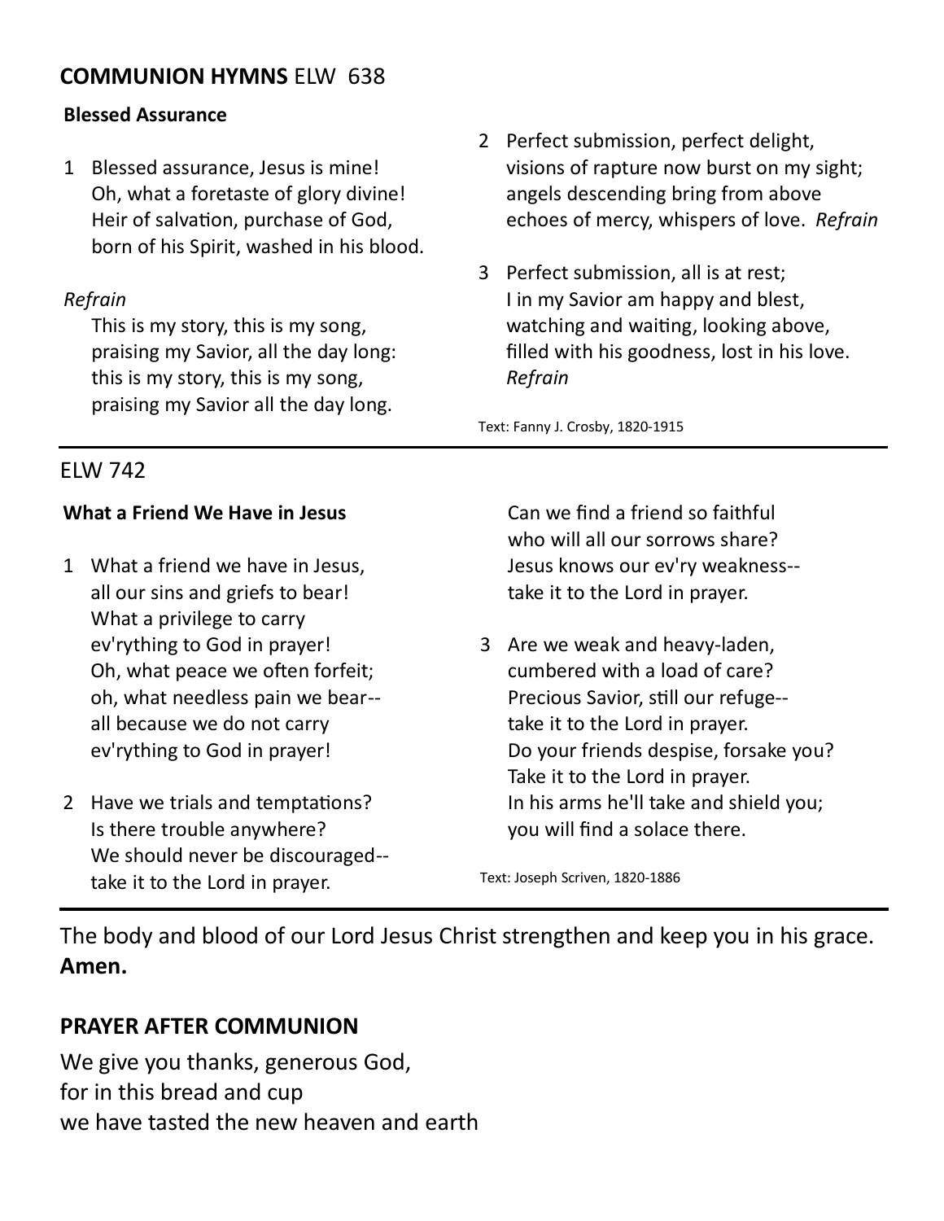## **COMMUNION HYMNS** ELW 638

**Blessed Assurance**

1 Blessed assurance, Jesus is mine!
Oh, what a foretaste of glory divine!
Heir of salvation, purchase of God,
born of his Spirit, washed in his blood.

*Refrain*
This is my story, this is my song,
praising my Savior, all the day long:
this is my story, this is my song,
praising my Savior all the day long.

2 Perfect submission, perfect delight,
visions of rapture now burst on my sight;
angels descending bring from above
echoes of mercy, whispers of love. *Refrain*

3 Perfect submission, all is at rest;
I in my Savior am happy and blest,
watching and waiting, looking above,
filled with his goodness, lost in his love.
*Refrain*

Text: Fanny J. Crosby, 1820-1915

---

ELW 742

**What a Friend We Have in Jesus**

1 What a friend we have in Jesus,
all our sins and griefs to bear!
What a privilege to carry
ev'rything to God in prayer!
Oh, what peace we often forfeit;
oh, what needless pain we bear--
all because we do not carry
ev'rything to God in prayer!

2 Have we trials and temptations?
Is there trouble anywhere?
We should never be discouraged--
take it to the Lord in prayer.
Can we find a friend so faithful
who will all our sorrows share?
Jesus knows our ev'ry weakness--
take it to the Lord in prayer.

3 Are we weak and heavy-laden,
cumbered with a load of care?
Precious Savior, still our refuge--
take it to the Lord in prayer.
Do your friends despise, forsake you?
Take it to the Lord in prayer.
In his arms he'll take and shield you;
you will find a solace there.

Text: Joseph Scriven, 1820-1886

---

The body and blood of our Lord Jesus Christ strengthen and keep you in his grace.
**Amen.**

## **PRAYER AFTER COMMUNION**

We give you thanks, generous God,
for in this bread and cup
we have tasted the new heaven and earth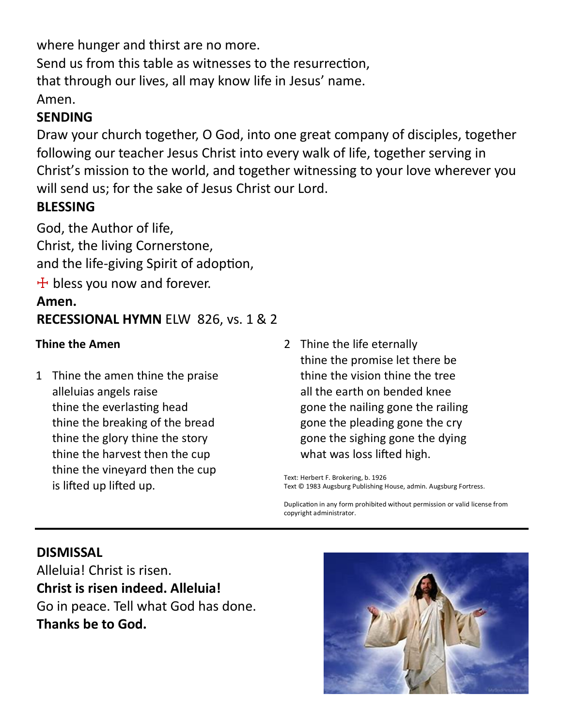where hunger and thirst are no more.
Send us from this table as witnesses to the resurrection,
that through our lives, all may know life in Jesus' name.
Amen.

**SENDING**

Draw your church together, O God, into one great company of disciples, together following our teacher Jesus Christ into every walk of life, together serving in Christ's mission to the world, and together witnessing to your love wherever you will send us; for the sake of Jesus Christ our Lord.

**BLESSING**

God, the Author of life,
Christ, the living Cornerstone,
and the life-giving Spirit of adoption,
☩ bless you now and forever.
**Amen.**

**RECESSIONAL HYMN** ELW 826, vs. 1 & 2

**Thine the Amen**

1 Thine the amen thine the praise
alleluias angels raise
thine the everlasting head
thine the breaking of the bread
thine the glory thine the story
thine the harvest then the cup
thine the vineyard then the cup
is lifted up lifted up.

2 Thine the life eternally
thine the promise let there be
thine the vision thine the tree
all the earth on bended knee
gone the nailing gone the railing
gone the pleading gone the cry
gone the sighing gone the dying
what was loss lifted high.

Text: Herbert F. Brokering, b. 1926
Text © 1983 Augsburg Publishing House, admin. Augsburg Fortress.

Duplication in any form prohibited without permission or valid license from copyright administrator.

---

**DISMISSAL**

Alleluia! Christ is risen.
**Christ is risen indeed. Alleluia!**
Go in peace. Tell what God has done.
**Thanks be to God.**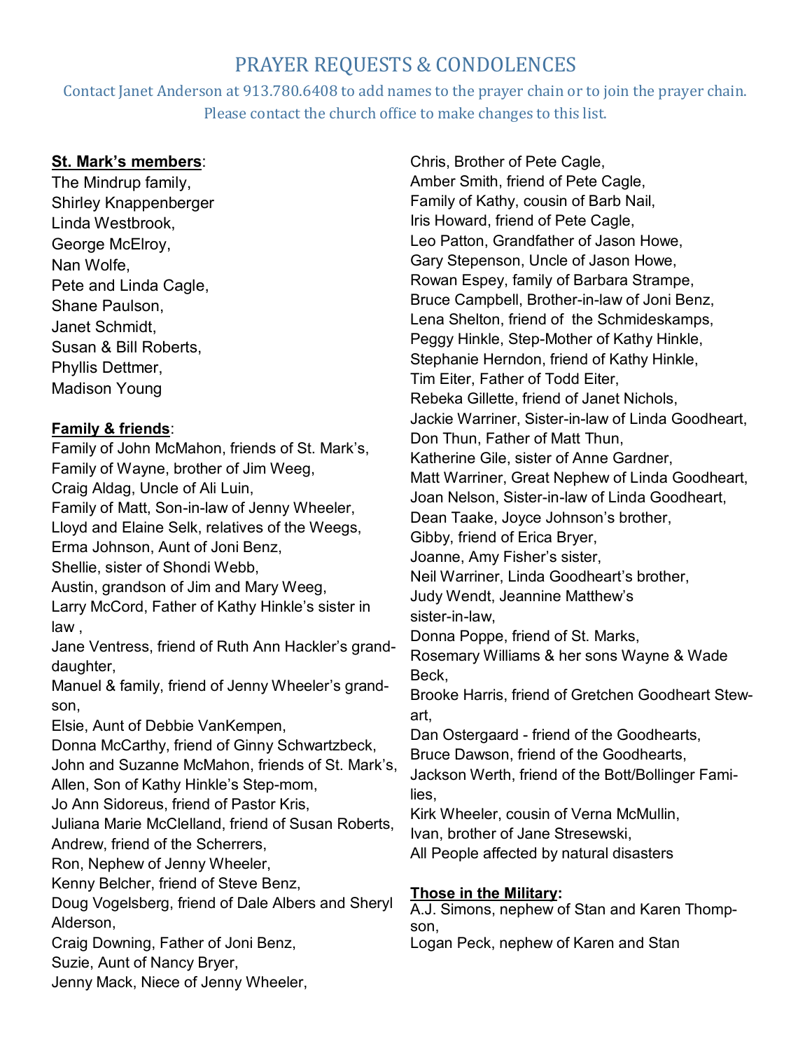# PRAYER REQUESTS & CONDOLENCES

Contact Janet Anderson at 913.780.6408 to add names to the prayer chain or to join the prayer chain. Please contact the church office to make changes to this list.

**St. Mark's members**:

The Mindrup family,
Shirley Knappenberger
Linda Westbrook,
George McElroy,
Nan Wolfe,
Pete and Linda Cagle,
Shane Paulson,
Janet Schmidt,
Susan & Bill Roberts,
Phyllis Dettmer,
Madison Young

**Family & friends**:

Family of John McMahon, friends of St. Mark's,
Family of Wayne, brother of Jim Weeg,
Craig Aldag, Uncle of Ali Luin,
Family of Matt, Son-in-law of Jenny Wheeler,
Lloyd and Elaine Selk, relatives of the Weegs,
Erma Johnson, Aunt of Joni Benz,
Shellie, sister of Shondi Webb,
Austin, grandson of Jim and Mary Weeg,
Larry McCord, Father of Kathy Hinkle's sister in law ,
Jane Ventress, friend of Ruth Ann Hackler's granddaughter,
Manuel & family, friend of Jenny Wheeler's grandson,
Elsie, Aunt of Debbie VanKempen,
Donna McCarthy, friend of Ginny Schwartzbeck,
John and Suzanne McMahon, friends of St. Mark's,
Allen, Son of Kathy Hinkle's Step-mom,
Jo Ann Sidoreus, friend of Pastor Kris,
Juliana Marie McClelland, friend of Susan Roberts,
Andrew, friend of the Scherrers,
Ron, Nephew of Jenny Wheeler,
Kenny Belcher, friend of Steve Benz,
Doug Vogelsberg, friend of Dale Albers and Sheryl Alderson,
Craig Downing, Father of Joni Benz,
Suzie, Aunt of Nancy Bryer,
Jenny Mack, Niece of Jenny Wheeler,
Chris, Brother of Pete Cagle,
Amber Smith, friend of Pete Cagle,
Family of Kathy, cousin of Barb Nail,
Iris Howard, friend of Pete Cagle,
Leo Patton, Grandfather of Jason Howe,
Gary Stepenson, Uncle of Jason Howe,
Rowan Espey, family of Barbara Strampe,
Bruce Campbell, Brother-in-law of Joni Benz,
Lena Shelton, friend of the Schmideskamps,
Peggy Hinkle, Step-Mother of Kathy Hinkle,
Stephanie Herndon, friend of Kathy Hinkle,
Tim Eiter, Father of Todd Eiter,
Rebeka Gillette, friend of Janet Nichols,
Jackie Warriner, Sister-in-law of Linda Goodheart,
Don Thun, Father of Matt Thun,
Katherine Gile, sister of Anne Gardner,
Matt Warriner, Great Nephew of Linda Goodheart,
Joan Nelson, Sister-in-law of Linda Goodheart,
Dean Taake, Joyce Johnson's brother,
Gibby, friend of Erica Bryer,
Joanne, Amy Fisher's sister,
Neil Warriner, Linda Goodheart's brother,
Judy Wendt, Jeannine Matthew's sister-in-law,
Donna Poppe, friend of St. Marks,
Rosemary Williams & her sons Wayne & Wade Beck,
Brooke Harris, friend of Gretchen Goodheart Stewart,
Dan Ostergaard - friend of the Goodhearts,
Bruce Dawson, friend of the Goodhearts,
Jackson Werth, friend of the Bott/Bollinger Families,
Kirk Wheeler, cousin of Verna McMullin,
Ivan, brother of Jane Stresewski,
All People affected by natural disasters

**Those in the Military:**

A.J. Simons, nephew of Stan and Karen Thompson,
Logan Peck, nephew of Karen and Stan